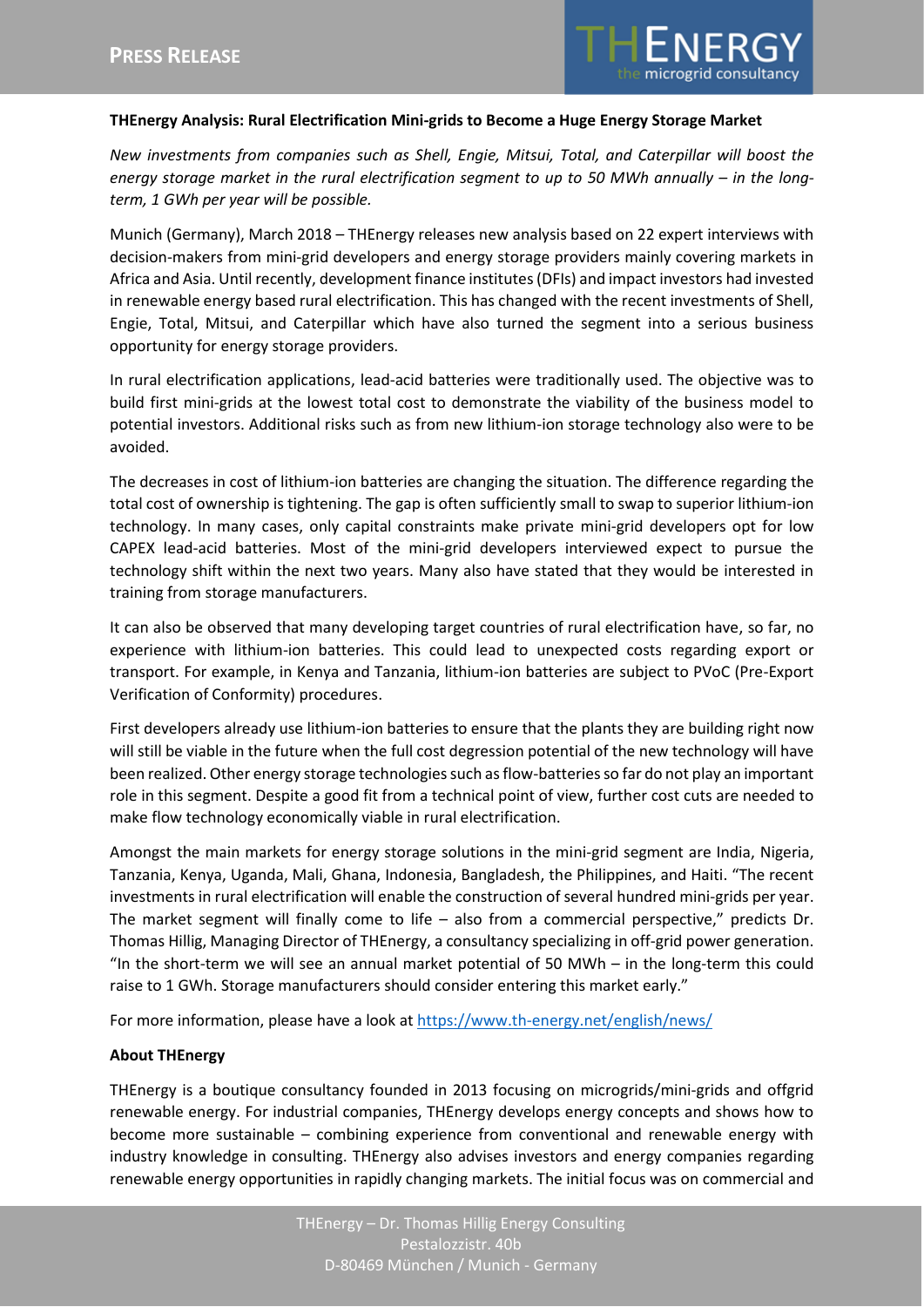**PRESS RELEASE**

**THEnergy Analysis: Rural Electrification Mini-grids to Become a Huge Energy Storage Market**

*New investments from companies such as Shell, Engie, Mitsui, Total, and Caterpillar will boost the energy storage market in the rural electrification segment to up to 50 MWh annually – in the long-term, 1 GWh per year will be possible.*

Munich (Germany), March 2018 – THEnergy releases new analysis based on 22 expert interviews with decision-makers from mini-grid developers and energy storage providers mainly covering markets in Africa and Asia. Until recently, development finance institutes (DFIs) and impact investors had invested in renewable energy based rural electrification. This has changed with the recent investments of Shell, Engie, Total, Mitsui, and Caterpillar which have also turned the segment into a serious business opportunity for energy storage providers.

In rural electrification applications, lead-acid batteries were traditionally used. The objective was to build first mini-grids at the lowest total cost to demonstrate the viability of the business model to potential investors. Additional risks such as from new lithium-ion storage technology also were to be avoided.

The decreases in cost of lithium-ion batteries are changing the situation. The difference regarding the total cost of ownership is tightening. The gap is often sufficiently small to swap to superior lithium-ion technology. In many cases, only capital constraints make private mini-grid developers opt for low CAPEX lead-acid batteries. Most of the mini-grid developers interviewed expect to pursue the technology shift within the next two years. Many also have stated that they would be interested in training from storage manufacturers.

It can also be observed that many developing target countries of rural electrification have, so far, no experience with lithium-ion batteries. This could lead to unexpected costs regarding export or transport. For example, in Kenya and Tanzania, lithium-ion batteries are subject to PVoC (Pre-Export Verification of Conformity) procedures.

First developers already use lithium-ion batteries to ensure that the plants they are building right now will still be viable in the future when the full cost degression potential of the new technology will have been realized. Other energy storage technologies such as flow-batteries so far do not play an important role in this segment. Despite a good fit from a technical point of view, further cost cuts are needed to make flow technology economically viable in rural electrification.

Amongst the main markets for energy storage solutions in the mini-grid segment are India, Nigeria, Tanzania, Kenya, Uganda, Mali, Ghana, Indonesia, Bangladesh, the Philippines, and Haiti. "The recent investments in rural electrification will enable the construction of several hundred mini-grids per year. The market segment will finally come to life – also from a commercial perspective," predicts Dr. Thomas Hillig, Managing Director of THEnergy, a consultancy specializing in off-grid power generation. "In the short-term we will see an annual market potential of 50 MWh – in the long-term this could raise to 1 GWh. Storage manufacturers should consider entering this market early."

For more information, please have a look at https://www.th-energy.net/english/news/

**About THEnergy**

THEnergy is a boutique consultancy founded in 2013 focusing on microgrids/mini-grids and offgrid renewable energy. For industrial companies, THEnergy develops energy concepts and shows how to become more sustainable – combining experience from conventional and renewable energy with industry knowledge in consulting. THEnergy also advises investors and energy companies regarding renewable energy opportunities in rapidly changing markets. The initial focus was on commercial and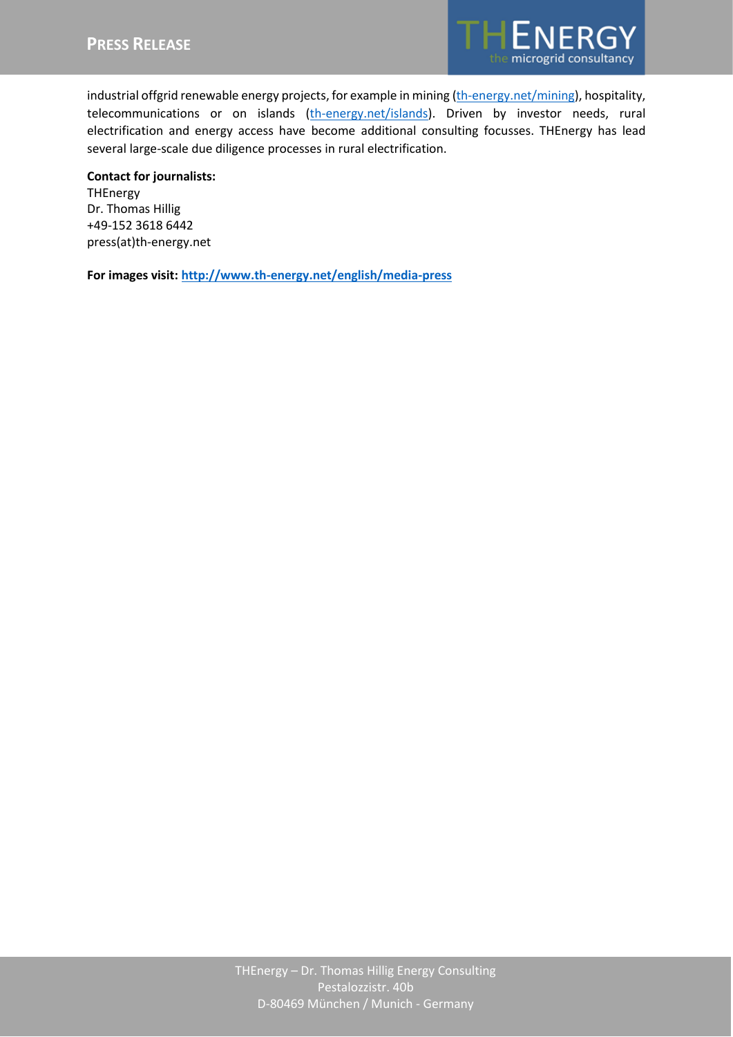industrial offgrid renewable energy projects, for example in mining (th-energy.net/mining), hospitality, telecommunications or on islands (th-energy.net/islands). Driven by investor needs, rural electrification and energy access have become additional consulting focusses. THEnergy has lead several large-scale due diligence processes in rural electrification.

**Contact for journalists:**
THEnergy
Dr. Thomas Hillig
+49-152 3618 6442
press(at)th-energy.net

**For images visit:** **http://www.th-energy.net/english/media-press**